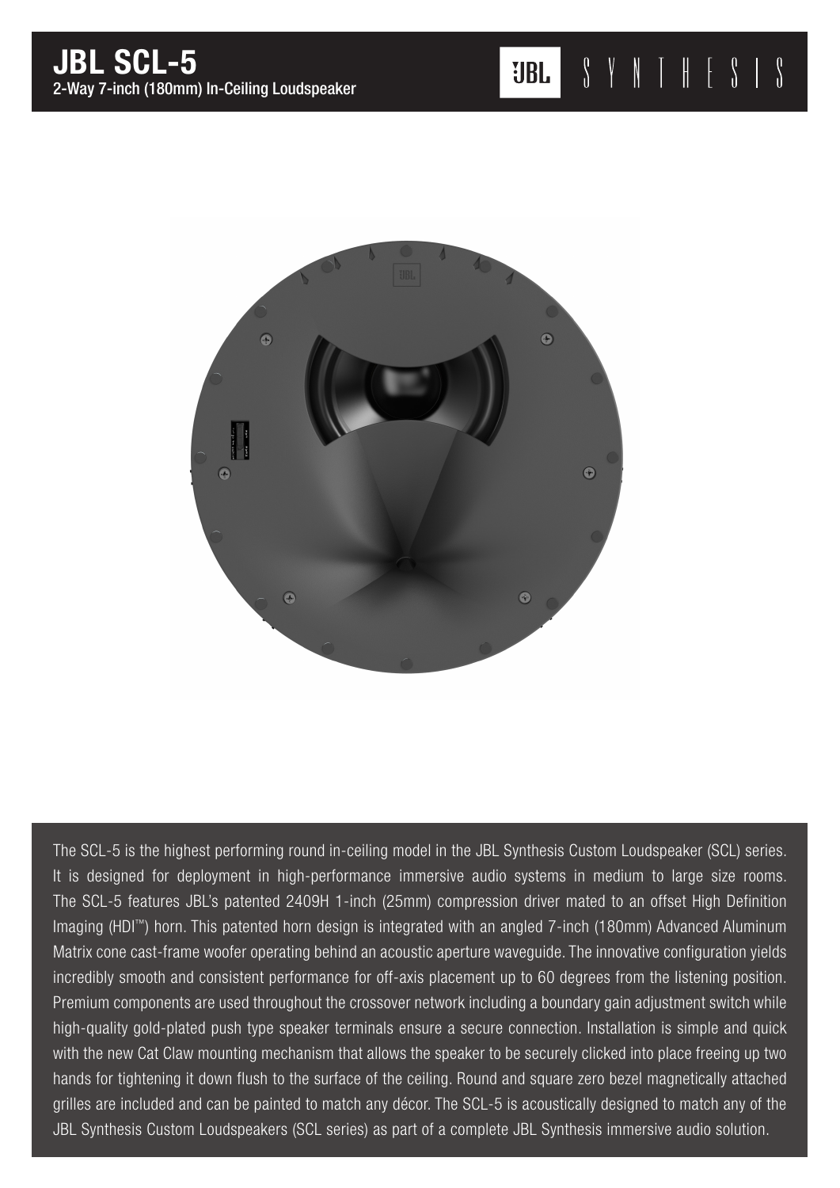# JBL SCL-5

## 2-Way 7-inch (180mm) In-Ceiling Loudspeaker

JBL SYNTHESIS

The SCL-5 is the highest performing round in-ceiling model in the JBL Synthesis Custom Loudspeaker (SCL) series. It is designed for deployment in high-performance immersive audio systems in medium to large size rooms. The SCL-5 features JBL's patented 2409H 1-inch (25mm) compression driver mated to an offset High Definition Imaging (HDI™) horn. This patented horn design is integrated with an angled 7-inch (180mm) Advanced Aluminum Matrix cone cast-frame woofer operating behind an acoustic aperture waveguide. The innovative configuration yields incredibly smooth and consistent performance for off-axis placement up to 60 degrees from the listening position. Premium components are used throughout the crossover network including a boundary gain adjustment switch while high-quality gold-plated push type speaker terminals ensure a secure connection. Installation is simple and quick with the new Cat Claw mounting mechanism that allows the speaker to be securely clicked into place freeing up two hands for tightening it down flush to the surface of the ceiling. Round and square zero bezel magnetically attached grilles are included and can be painted to match any décor. The SCL-5 is acoustically designed to match any of the JBL Synthesis Custom Loudspeakers (SCL series) as part of a complete JBL Synthesis immersive audio solution.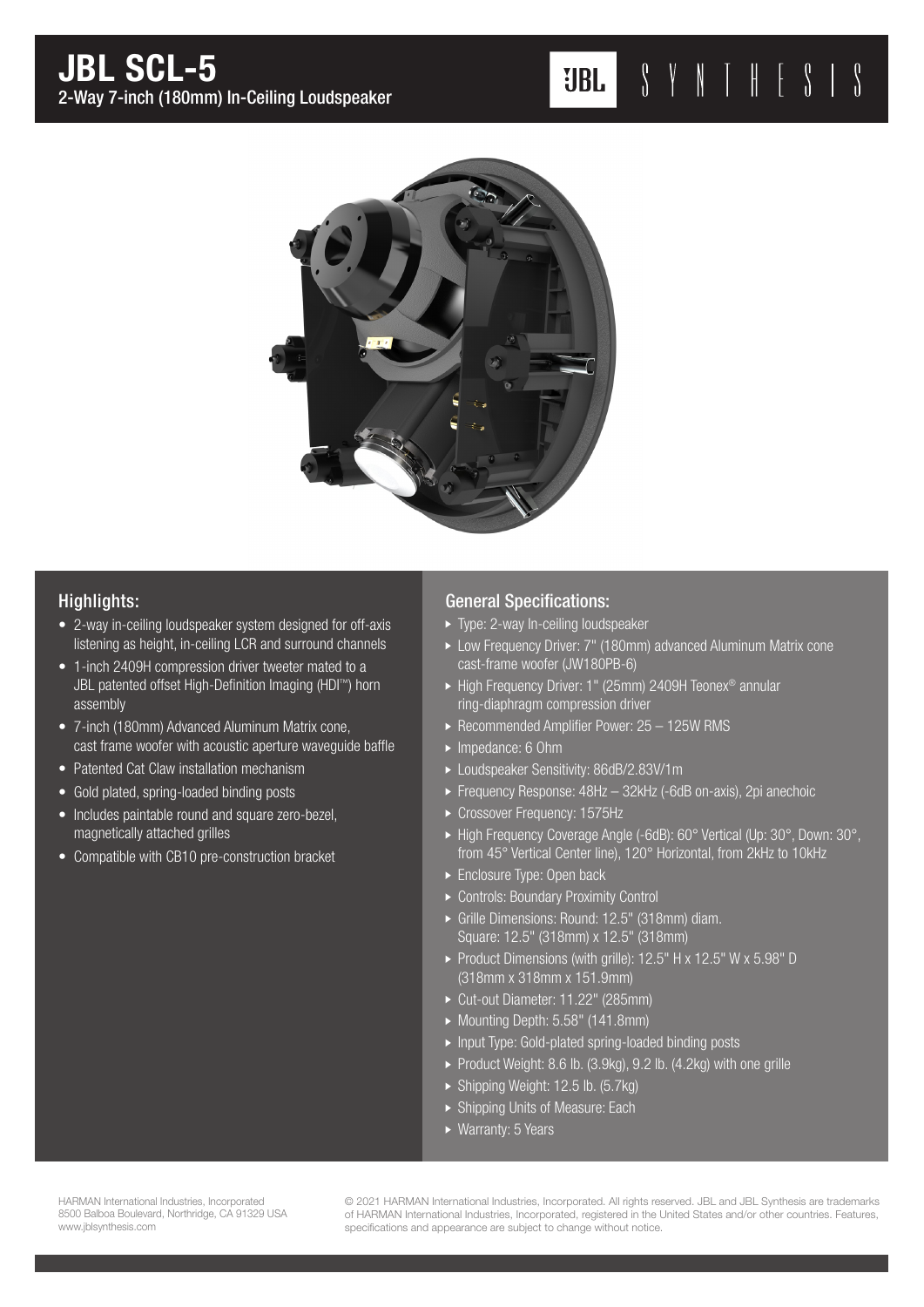# JBL SCL-5

2-Way 7-inch (180mm) In-Ceiling Loudspeaker

JBL SYNTHESIS

## Highlights:

- 2-way in-ceiling loudspeaker system designed for off-axis listening as height, in-ceiling LCR and surround channels
- 1-inch 2409H compression driver tweeter mated to a JBL patented offset High-Definition Imaging (HDI™) horn assembly
- 7-inch (180mm) Advanced Aluminum Matrix cone, cast frame woofer with acoustic aperture waveguide baffle
- Patented Cat Claw installation mechanism
- Gold plated, spring-loaded binding posts
- Includes paintable round and square zero-bezel, magnetically attached grilles
- Compatible with CB10 pre-construction bracket

## General Specifications:

- Type: 2-way In-ceiling loudspeaker
- Low Frequency Driver: 7" (180mm) advanced Aluminum Matrix cone cast-frame woofer (JW180PB-6)
- High Frequency Driver: 1" (25mm) 2409H Teonex® annular ring-diaphragm compression driver
- Recommended Amplifier Power: 25 – 125W RMS
- Impedance: 6 Ohm
- Loudspeaker Sensitivity: 86dB/2.83V/1m
- Frequency Response: 48Hz – 32kHz (-6dB on-axis), 2pi anechoic
- Crossover Frequency: 1575Hz
- High Frequency Coverage Angle (-6dB): 60° Vertical (Up: 30°, Down: 30°, from 45° Vertical Center line), 120° Horizontal, from 2kHz to 10kHz
- Enclosure Type: Open back
- Controls: Boundary Proximity Control
- Grille Dimensions: Round: 12.5" (318mm) diam. Square: 12.5" (318mm) x 12.5" (318mm)
- Product Dimensions (with grille): 12.5" H x 12.5" W x 5.98" D (318mm x 318mm x 151.9mm)
- Cut-out Diameter: 11.22" (285mm)
- Mounting Depth: 5.58" (141.8mm)
- Input Type: Gold-plated spring-loaded binding posts
- Product Weight: 8.6 lb. (3.9kg), 9.2 lb. (4.2kg) with one grille
- Shipping Weight: 12.5 lb. (5.7kg)
- Shipping Units of Measure: Each
- Warranty: 5 Years

HARMAN International Industries, Incorporated
8500 Balboa Boulevard, Northridge, CA 91329 USA
www.jblsynthesis.com

© 2021 HARMAN International Industries, Incorporated. All rights reserved. JBL and JBL Synthesis are trademarks of HARMAN International Industries, Incorporated, registered in the United States and/or other countries. Features, specifications and appearance are subject to change without notice.